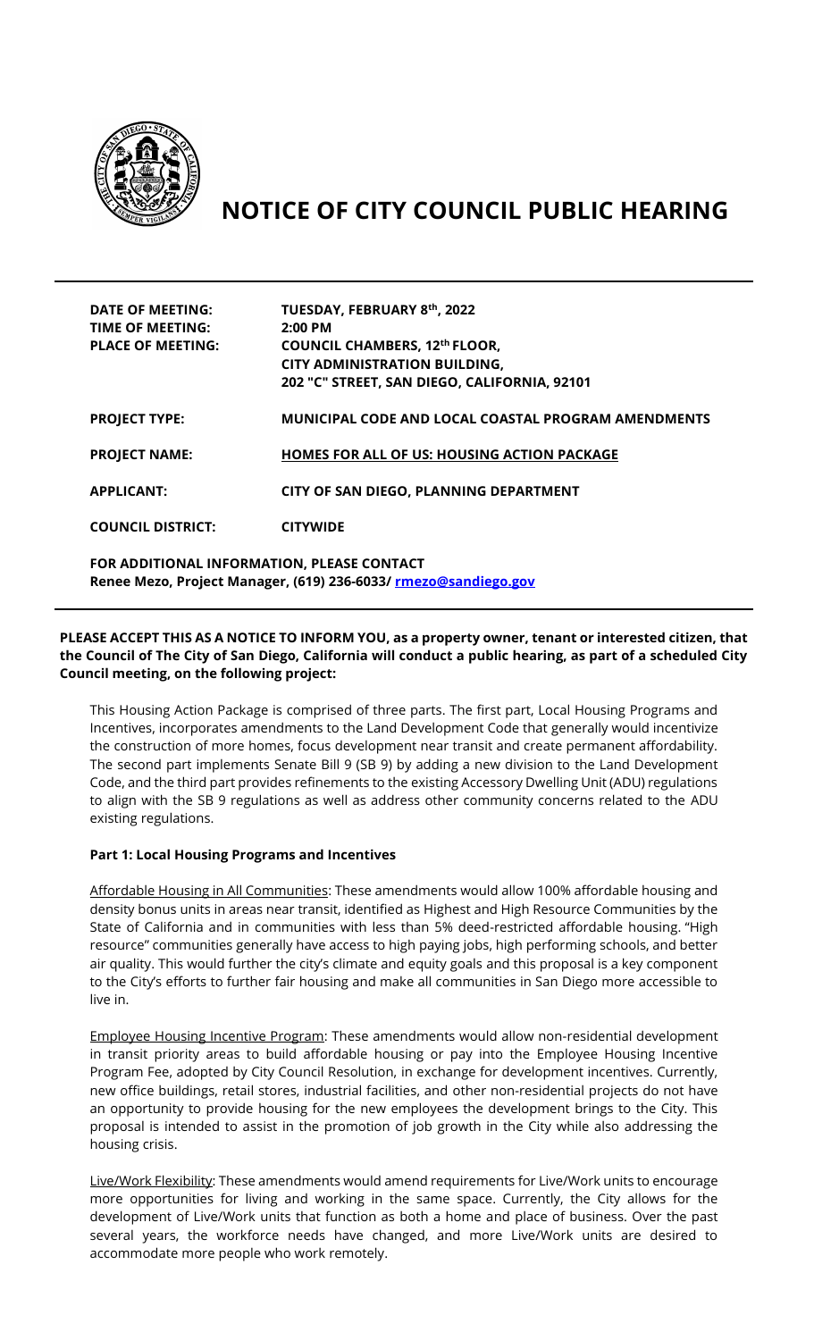# NOTICE OF CITY COUNCIL PUBLIC HEARING

| | |
|---|---|
| **DATE OF MEETING:** | **TUESDAY, FEBRUARY 8th, 2022** |
| **TIME OF MEETING:** | **2:00 PM** |
| **PLACE OF MEETING:** | **COUNCIL CHAMBERS, 12th FLOOR, CITY ADMINISTRATION BUILDING, 202 "C" STREET, SAN DIEGO, CALIFORNIA, 92101** |
| **PROJECT TYPE:** | **MUNICIPAL CODE AND LOCAL COASTAL PROGRAM AMENDMENTS** |
| **PROJECT NAME:** | **HOMES FOR ALL OF US: HOUSING ACTION PACKAGE** |
| **APPLICANT:** | **CITY OF SAN DIEGO, PLANNING DEPARTMENT** |
| **COUNCIL DISTRICT:** | **CITYWIDE** |

**FOR ADDITIONAL INFORMATION, PLEASE CONTACT**
**Renee Mezo, Project Manager, (619) 236-6033/ rmezo@sandiego.gov**

**PLEASE ACCEPT THIS AS A NOTICE TO INFORM YOU, as a property owner, tenant or interested citizen, that the Council of The City of San Diego, California will conduct a public hearing, as part of a scheduled City Council meeting, on the following project:**

This Housing Action Package is comprised of three parts. The first part, Local Housing Programs and Incentives, incorporates amendments to the Land Development Code that generally would incentivize the construction of more homes, focus development near transit and create permanent affordability. The second part implements Senate Bill 9 (SB 9) by adding a new division to the Land Development Code, and the third part provides refinements to the existing Accessory Dwelling Unit (ADU) regulations to align with the SB 9 regulations as well as address other community concerns related to the ADU existing regulations.

**Part 1: Local Housing Programs and Incentives**

Affordable Housing in All Communities: These amendments would allow 100% affordable housing and density bonus units in areas near transit, identified as Highest and High Resource Communities by the State of California and in communities with less than 5% deed-restricted affordable housing. "High resource" communities generally have access to high paying jobs, high performing schools, and better air quality. This would further the city's climate and equity goals and this proposal is a key component to the City's efforts to further fair housing and make all communities in San Diego more accessible to live in.

Employee Housing Incentive Program: These amendments would allow non-residential development in transit priority areas to build affordable housing or pay into the Employee Housing Incentive Program Fee, adopted by City Council Resolution, in exchange for development incentives. Currently, new office buildings, retail stores, industrial facilities, and other non-residential projects do not have an opportunity to provide housing for the new employees the development brings to the City. This proposal is intended to assist in the promotion of job growth in the City while also addressing the housing crisis.

Live/Work Flexibility: These amendments would amend requirements for Live/Work units to encourage more opportunities for living and working in the same space. Currently, the City allows for the development of Live/Work units that function as both a home and place of business. Over the past several years, the workforce needs have changed, and more Live/Work units are desired to accommodate more people who work remotely.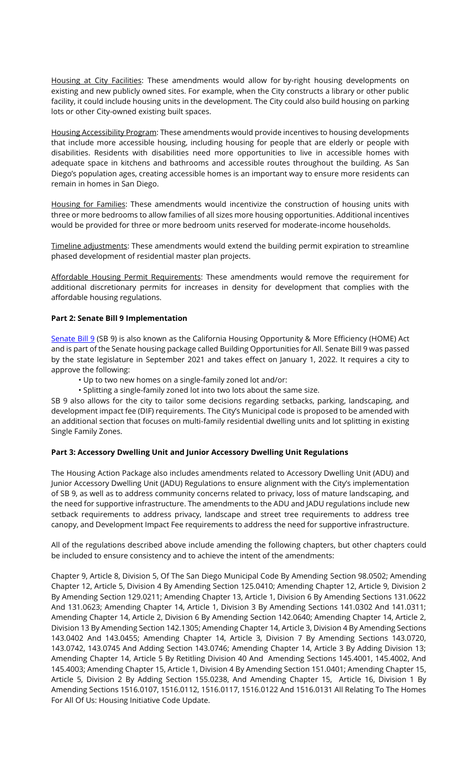Housing at City Facilities: These amendments would allow for by-right housing developments on existing and new publicly owned sites. For example, when the City constructs a library or other public facility, it could include housing units in the development. The City could also build housing on parking lots or other City-owned existing built spaces.

Housing Accessibility Program: These amendments would provide incentives to housing developments that include more accessible housing, including housing for people that are elderly or people with disabilities. Residents with disabilities need more opportunities to live in accessible homes with adequate space in kitchens and bathrooms and accessible routes throughout the building. As San Diego's population ages, creating accessible homes is an important way to ensure more residents can remain in homes in San Diego.

Housing for Families: These amendments would incentivize the construction of housing units with three or more bedrooms to allow families of all sizes more housing opportunities. Additional incentives would be provided for three or more bedroom units reserved for moderate-income households.

Timeline adjustments: These amendments would extend the building permit expiration to streamline phased development of residential master plan projects.

Affordable Housing Permit Requirements: These amendments would remove the requirement for additional discretionary permits for increases in density for development that complies with the affordable housing regulations.

**Part 2: Senate Bill 9 Implementation**

Senate Bill 9 (SB 9) is also known as the California Housing Opportunity & More Efficiency (HOME) Act and is part of the Senate housing package called Building Opportunities for All. Senate Bill 9 was passed by the state legislature in September 2021 and takes effect on January 1, 2022. It requires a city to approve the following:

- Up to two new homes on a single-family zoned lot and/or:
- Splitting a single-family zoned lot into two lots about the same size.

SB 9 also allows for the city to tailor some decisions regarding setbacks, parking, landscaping, and development impact fee (DIF) requirements. The City's Municipal code is proposed to be amended with an additional section that focuses on multi-family residential dwelling units and lot splitting in existing Single Family Zones.

**Part 3: Accessory Dwelling Unit and Junior Accessory Dwelling Unit Regulations**

The Housing Action Package also includes amendments related to Accessory Dwelling Unit (ADU) and Junior Accessory Dwelling Unit (JADU) Regulations to ensure alignment with the City's implementation of SB 9, as well as to address community concerns related to privacy, loss of mature landscaping, and the need for supportive infrastructure. The amendments to the ADU and JADU regulations include new setback requirements to address privacy, landscape and street tree requirements to address tree canopy, and Development Impact Fee requirements to address the need for supportive infrastructure.

All of the regulations described above include amending the following chapters, but other chapters could be included to ensure consistency and to achieve the intent of the amendments:

Chapter 9, Article 8, Division 5, Of The San Diego Municipal Code By Amending Section 98.0502; Amending Chapter 12, Article 5, Division 4 By Amending Section 125.0410; Amending Chapter 12, Article 9, Division 2 By Amending Section 129.0211; Amending Chapter 13, Article 1, Division 6 By Amending Sections 131.0622 And 131.0623; Amending Chapter 14, Article 1, Division 3 By Amending Sections 141.0302 And 141.0311; Amending Chapter 14, Article 2, Division 6 By Amending Section 142.0640; Amending Chapter 14, Article 2, Division 13 By Amending Section 142.1305; Amending Chapter 14, Article 3, Division 4 By Amending Sections 143.0402 And 143.0455; Amending Chapter 14, Article 3, Division 7 By Amending Sections 143.0720, 143.0742, 143.0745 And Adding Section 143.0746; Amending Chapter 14, Article 3 By Adding Division 13; Amending Chapter 14, Article 5 By Retitling Division 40 And Amending Sections 145.4001, 145.4002, And 145.4003; Amending Chapter 15, Article 1, Division 4 By Amending Section 151.0401; Amending Chapter 15, Article 5, Division 2 By Adding Section 155.0238, And Amending Chapter 15, Article 16, Division 1 By Amending Sections 1516.0107, 1516.0112, 1516.0117, 1516.0122 And 1516.0131 All Relating To The Homes For All Of Us: Housing Initiative Code Update.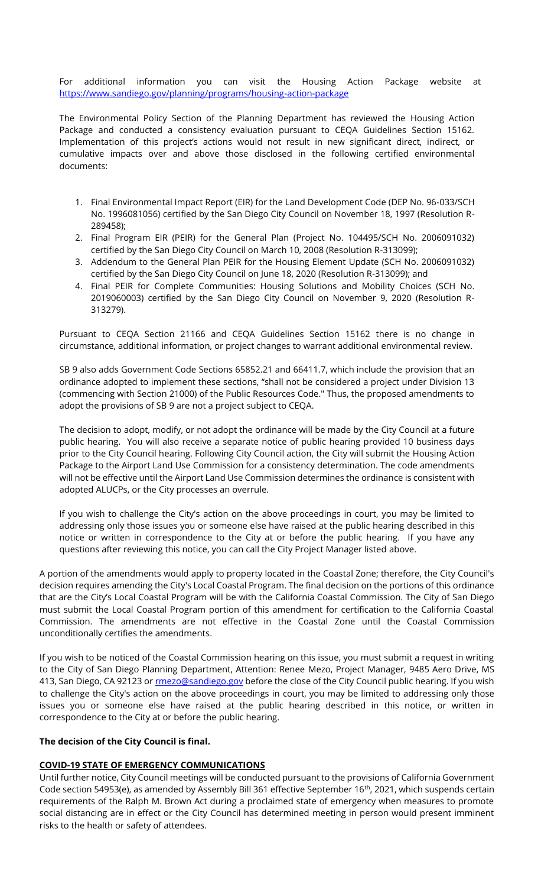For additional information you can visit the Housing Action Package website at https://www.sandiego.gov/planning/programs/housing-action-package

The Environmental Policy Section of the Planning Department has reviewed the Housing Action Package and conducted a consistency evaluation pursuant to CEQA Guidelines Section 15162. Implementation of this project's actions would not result in new significant direct, indirect, or cumulative impacts over and above those disclosed in the following certified environmental documents:

1. Final Environmental Impact Report (EIR) for the Land Development Code (DEP No. 96-033/SCH No. 1996081056) certified by the San Diego City Council on November 18, 1997 (Resolution R-289458);
2. Final Program EIR (PEIR) for the General Plan (Project No. 104495/SCH No. 2006091032) certified by the San Diego City Council on March 10, 2008 (Resolution R-313099);
3. Addendum to the General Plan PEIR for the Housing Element Update (SCH No. 2006091032) certified by the San Diego City Council on June 18, 2020 (Resolution R-313099); and
4. Final PEIR for Complete Communities: Housing Solutions and Mobility Choices (SCH No. 2019060003) certified by the San Diego City Council on November 9, 2020 (Resolution R-313279).

Pursuant to CEQA Section 21166 and CEQA Guidelines Section 15162 there is no change in circumstance, additional information, or project changes to warrant additional environmental review.

SB 9 also adds Government Code Sections 65852.21 and 66411.7, which include the provision that an ordinance adopted to implement these sections, "shall not be considered a project under Division 13 (commencing with Section 21000) of the Public Resources Code." Thus, the proposed amendments to adopt the provisions of SB 9 are not a project subject to CEQA.

The decision to adopt, modify, or not adopt the ordinance will be made by the City Council at a future public hearing. You will also receive a separate notice of public hearing provided 10 business days prior to the City Council hearing. Following City Council action, the City will submit the Housing Action Package to the Airport Land Use Commission for a consistency determination. The code amendments will not be effective until the Airport Land Use Commission determines the ordinance is consistent with adopted ALUCPs, or the City processes an overrule.

If you wish to challenge the City's action on the above proceedings in court, you may be limited to addressing only those issues you or someone else have raised at the public hearing described in this notice or written in correspondence to the City at or before the public hearing. If you have any questions after reviewing this notice, you can call the City Project Manager listed above.

A portion of the amendments would apply to property located in the Coastal Zone; therefore, the City Council's decision requires amending the City's Local Coastal Program. The final decision on the portions of this ordinance that are the City's Local Coastal Program will be with the California Coastal Commission. The City of San Diego must submit the Local Coastal Program portion of this amendment for certification to the California Coastal Commission. The amendments are not effective in the Coastal Zone until the Coastal Commission unconditionally certifies the amendments.

If you wish to be noticed of the Coastal Commission hearing on this issue, you must submit a request in writing to the City of San Diego Planning Department, Attention: Renee Mezo, Project Manager, 9485 Aero Drive, MS 413, San Diego, CA 92123 or rmezo@sandiego.gov before the close of the City Council public hearing. If you wish to challenge the City's action on the above proceedings in court, you may be limited to addressing only those issues you or someone else have raised at the public hearing described in this notice, or written in correspondence to the City at or before the public hearing.

**The decision of the City Council is final.**

**COVID-19 STATE OF EMERGENCY COMMUNICATIONS**

Until further notice, City Council meetings will be conducted pursuant to the provisions of California Government Code section 54953(e), as amended by Assembly Bill 361 effective September 16th, 2021, which suspends certain requirements of the Ralph M. Brown Act during a proclaimed state of emergency when measures to promote social distancing are in effect or the City Council has determined meeting in person would present imminent risks to the health or safety of attendees.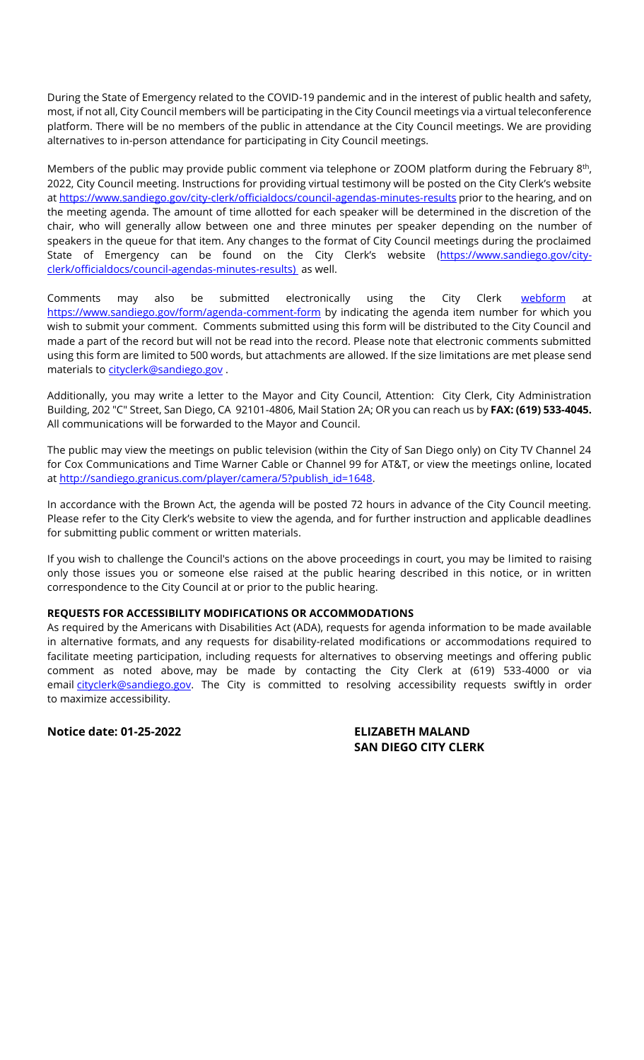During the State of Emergency related to the COVID-19 pandemic and in the interest of public health and safety, most, if not all, City Council members will be participating in the City Council meetings via a virtual teleconference platform. There will be no members of the public in attendance at the City Council meetings. We are providing alternatives to in-person attendance for participating in City Council meetings.

Members of the public may provide public comment via telephone or ZOOM platform during the February 8th, 2022, City Council meeting. Instructions for providing virtual testimony will be posted on the City Clerk's website at https://www.sandiego.gov/city-clerk/officialdocs/council-agendas-minutes-results prior to the hearing, and on the meeting agenda. The amount of time allotted for each speaker will be determined in the discretion of the chair, who will generally allow between one and three minutes per speaker depending on the number of speakers in the queue for that item. Any changes to the format of City Council meetings during the proclaimed State of Emergency can be found on the City Clerk's website (https://www.sandiego.gov/city-clerk/officialdocs/council-agendas-minutes-results) as well.

Comments may also be submitted electronically using the City Clerk webform at https://www.sandiego.gov/form/agenda-comment-form by indicating the agenda item number for which you wish to submit your comment. Comments submitted using this form will be distributed to the City Council and made a part of the record but will not be read into the record. Please note that electronic comments submitted using this form are limited to 500 words, but attachments are allowed. If the size limitations are met please send materials to cityclerk@sandiego.gov .

Additionally, you may write a letter to the Mayor and City Council, Attention: City Clerk, City Administration Building, 202 "C" Street, San Diego, CA 92101-4806, Mail Station 2A; OR you can reach us by **FAX: (619) 533-4045.** All communications will be forwarded to the Mayor and Council.

The public may view the meetings on public television (within the City of San Diego only) on City TV Channel 24 for Cox Communications and Time Warner Cable or Channel 99 for AT&T, or view the meetings online, located at http://sandiego.granicus.com/player/camera/5?publish_id=1648.

In accordance with the Brown Act, the agenda will be posted 72 hours in advance of the City Council meeting. Please refer to the City Clerk's website to view the agenda, and for further instruction and applicable deadlines for submitting public comment or written materials.

If you wish to challenge the Council's actions on the above proceedings in court, you may be limited to raising only those issues you or someone else raised at the public hearing described in this notice, or in written correspondence to the City Council at or prior to the public hearing.

**REQUESTS FOR ACCESSIBILITY MODIFICATIONS OR ACCOMMODATIONS**

As required by the Americans with Disabilities Act (ADA), requests for agenda information to be made available in alternative formats, and any requests for disability-related modifications or accommodations required to facilitate meeting participation, including requests for alternatives to observing meetings and offering public comment as noted above, may be made by contacting the City Clerk at (619) 533-4000 or via email cityclerk@sandiego.gov. The City is committed to resolving accessibility requests swiftly in order to maximize accessibility.

**Notice date: 01-25-2022**

**ELIZABETH MALAND**
**SAN DIEGO CITY CLERK**